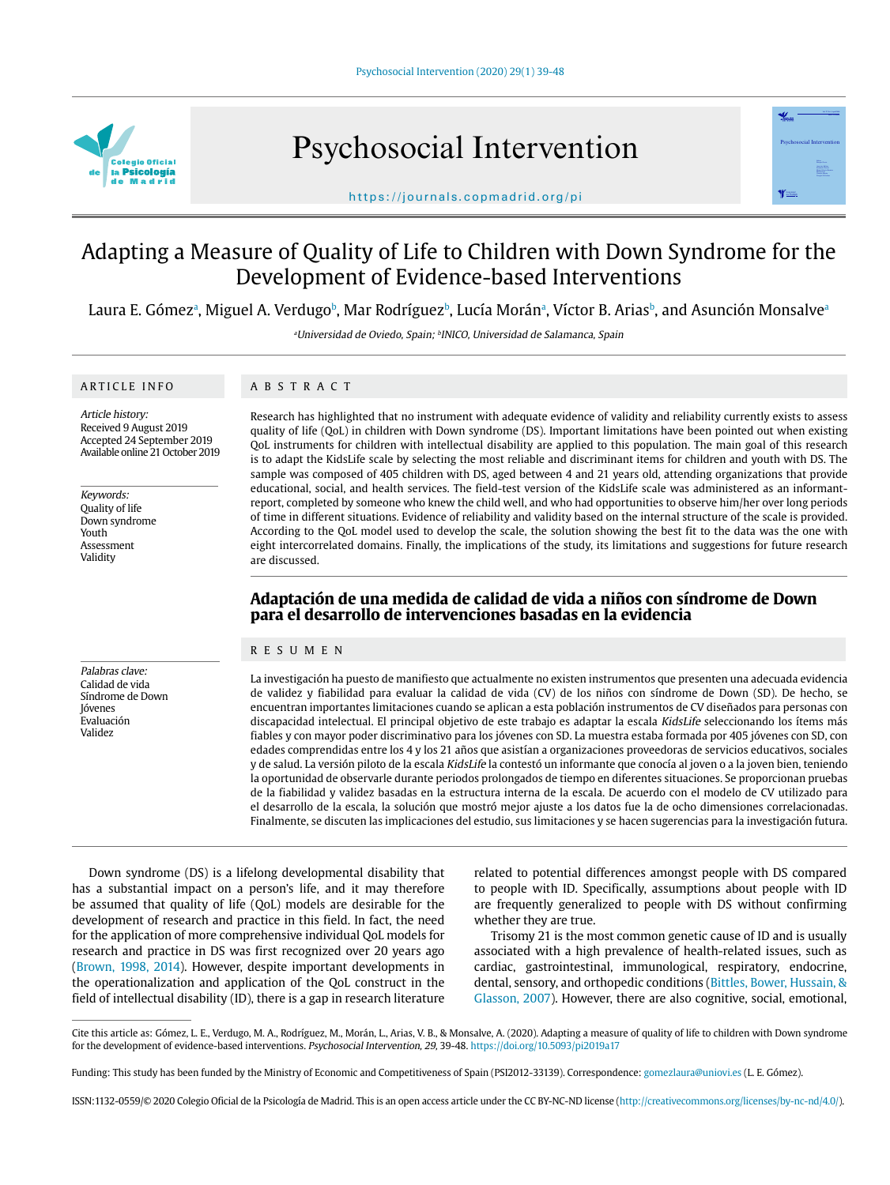# Adapting a Measure of Quality of Life to Children with Down Syndrome for the Development of Evidence-based Interventions

Laura E. Gómez[a], Miguel A. Verdugo[b], Mar Rodríguez[b], Lucía Morán[a], Víctor B. Arias[b], and Asunción Monsalve[a]

[a]Universidad de Oviedo, Spain; [b]INICO, Universidad de Salamanca, Spain

## ARTICLE INFO

*Article history:*
Received 9 August 2019
Accepted 24 September 2019
Available online 21 October 2019

*Keywords:*
Quality of life
Down syndrome
Youth
Assessment
Validity

## ABSTRACT

Research has highlighted that no instrument with adequate evidence of validity and reliability currently exists to assess quality of life (QoL) in children with Down syndrome (DS). Important limitations have been pointed out when existing QoL instruments for children with intellectual disability are applied to this population. The main goal of this research is to adapt the KidsLife scale by selecting the most reliable and discriminant items for children and youth with DS. The sample was composed of 405 children with DS, aged between 4 and 21 years old, attending organizations that provide educational, social, and health services. The field-test version of the KidsLife scale was administered as an informant-report, completed by someone who knew the child well, and who had opportunities to observe him/her over long periods of time in different situations. Evidence of reliability and validity based on the internal structure of the scale is provided. According to the QoL model used to develop the scale, the solution showing the best fit to the data was the one with eight intercorrelated domains. Finally, the implications of the study, its limitations and suggestions for future research are discussed.

## Adaptación de una medida de calidad de vida a niños con síndrome de Down para el desarrollo de intervenciones basadas en la evidencia

*Palabras clave:*
Calidad de vida
Síndrome de Down
Jóvenes
Evaluación
Validez

## RESUMEN

La investigación ha puesto de manifiesto que actualmente no existen instrumentos que presenten una adecuada evidencia de validez y fiabilidad para evaluar la calidad de vida (CV) de los niños con síndrome de Down (SD). De hecho, se encuentran importantes limitaciones cuando se aplican a esta población instrumentos de CV diseñados para personas con discapacidad intelectual. El principal objetivo de este trabajo es adaptar la escala *KidsLife* seleccionando los ítems más fiables y con mayor poder discriminativo para los jóvenes con SD. La muestra estaba formada por 405 jóvenes con SD, con edades comprendidas entre los 4 y los 21 años que asistían a organizaciones proveedoras de servicios educativos, sociales y de salud. La versión piloto de la escala *KidsLife* la contestó un informante que conocía al joven o a la joven bien, teniendo la oportunidad de observarle durante periodos prolongados de tiempo en diferentes situaciones. Se proporcionan pruebas de la fiabilidad y validez basadas en la estructura interna de la escala. De acuerdo con el modelo de CV utilizado para el desarrollo de la escala, la solución que mostró mejor ajuste a los datos fue la de ocho dimensiones correlacionadas. Finalmente, se discuten las implicaciones del estudio, sus limitaciones y se hacen sugerencias para la investigación futura.

Down syndrome (DS) is a lifelong developmental disability that has a substantial impact on a person's life, and it may therefore be assumed that quality of life (QoL) models are desirable for the development of research and practice in this field. In fact, the need for the application of more comprehensive individual QoL models for research and practice in DS was first recognized over 20 years ago (Brown, 1998, 2014). However, despite important developments in the operationalization and application of the QoL construct in the field of intellectual disability (ID), there is a gap in research literature related to potential differences amongst people with DS compared to people with ID. Specifically, assumptions about people with ID are frequently generalized to people with DS without confirming whether they are true.

Trisomy 21 is the most common genetic cause of ID and is usually associated with a high prevalence of health-related issues, such as cardiac, gastrointestinal, immunological, respiratory, endocrine, dental, sensory, and orthopedic conditions (Bittles, Bower, Hussain, & Glasson, 2007). However, there are also cognitive, social, emotional,

Cite this article as: Gómez, L. E., Verdugo, M. A., Rodríguez, M., Morán, L., Arias, V. B., & Monsalve, A. (2020). Adapting a measure of quality of life to children with Down syndrome for the development of evidence-based interventions. *Psychosocial Intervention, 29*, 39-48. https://doi.org/10.5093/pi2019a17

Funding: This study has been funded by the Ministry of Economic and Competitiveness of Spain (PSI2012-33139). Correspondence: gomezlaura@uniovi.es (L. E. Gómez).

ISSN:1132-0559/© 2020 Colegio Oficial de la Psicología de Madrid. This is an open access article under the CC BY-NC-ND license (http://creativecommons.org/licenses/by-nc-nd/4.0/).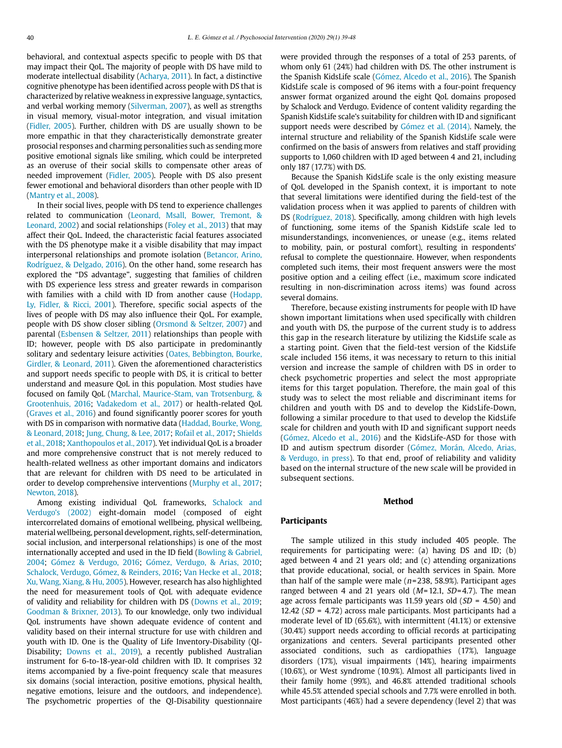behavioral, and contextual aspects specific to people with DS that may impact their QoL. The majority of people with DS have mild to moderate intellectual disability (Acharya, 2011). In fact, a distinctive cognitive phenotype has been identified across people with DS that is characterized by relative weakness in expressive language, syntactics, and verbal working memory (Silverman, 2007), as well as strengths in visual memory, visual-motor integration, and visual imitation (Fidler, 2005). Further, children with DS are usually shown to be more empathic in that they characteristically demonstrate greater prosocial responses and charming personalities such as sending more positive emotional signals like smiling, which could be interpreted as an overuse of their social skills to compensate other areas of needed improvement (Fidler, 2005). People with DS also present fewer emotional and behavioral disorders than other people with ID (Mantry et al., 2008).

In their social lives, people with DS tend to experience challenges related to communication (Leonard, Msall, Bower, Tremont, & Leonard, 2002) and social relationships (Foley et al., 2013) that may affect their QoL. Indeed, the characteristic facial features associated with the DS phenotype make it a visible disability that may impact interpersonal relationships and promote isolation (Betancor, Arino, Rodríguez, & Delgado, 2016). On the other hand, some research has explored the "DS advantage", suggesting that families of children with DS experience less stress and greater rewards in comparison with families with a child with ID from another cause (Hodapp, Ly, Fidler, & Ricci, 2001). Therefore, specific social aspects of the lives of people with DS may also influence their QoL. For example, people with DS show closer sibling (Orsmond & Seltzer, 2007) and parental (Esbensen & Seltzer, 2011) relationships than people with ID; however, people with DS also participate in predominantly solitary and sedentary leisure activities (Oates, Bebbington, Bourke, Girdler, & Leonard, 2011). Given the aforementioned characteristics and support needs specific to people with DS, it is critical to better understand and measure QoL in this population. Most studies have focused on family QoL (Marchal, Maurice-Stam, van Trotsenburg, & Grootenhuis, 2016; Vadakedom et al., 2017) or health-related QoL (Graves et al., 2016) and found significantly poorer scores for youth with DS in comparison with normative data (Haddad, Bourke, Wong, & Leonard, 2018; Jung, Chung, & Lee, 2017; Rofail et al., 2017; Shields et al., 2018; Xanthopoulos et al., 2017). Yet individual QoL is a broader and more comprehensive construct that is not merely reduced to health-related wellness as other important domains and indicators that are relevant for children with DS need to be articulated in order to develop comprehensive interventions (Murphy et al., 2017; Newton, 2018).

Among existing individual QoL frameworks, Schalock and Verdugo's (2002) eight-domain model (composed of eight intercorrelated domains of emotional wellbeing, physical wellbeing, material wellbeing, personal development, rights, self-determination, social inclusion, and interpersonal relationships) is one of the most internationally accepted and used in the ID field (Bowling & Gabriel, 2004; Gómez & Verdugo, 2016; Gómez, Verdugo, & Arias, 2010; Schalock, Verdugo, Gómez, & Reinders, 2016; Van Hecke et al., 2018; Xu, Wang, Xiang, & Hu, 2005). However, research has also highlighted the need for measurement tools of QoL with adequate evidence of validity and reliability for children with DS (Downs et al., 2019; Goodman & Brixner, 2013). To our knowledge, only two individual QoL instruments have shown adequate evidence of content and validity based on their internal structure for use with children and youth with ID. One is the Quality of Life Inventory-Disability (QI-Disability; Downs et al., 2019), a recently published Australian instrument for 6-to-18-year-old children with ID. It comprises 32 items accompanied by a five-point frequency scale that measures six domains (social interaction, positive emotions, physical health, negative emotions, leisure and the outdoors, and independence). The psychometric properties of the QI-Disability questionnaire were provided through the responses of a total of 253 parents, of whom only 61 (24%) had children with DS. The other instrument is the Spanish KidsLife scale (Gómez, Alcedo et al., 2016). The Spanish KidsLife scale is composed of 96 items with a four-point frequency answer format organized around the eight QoL domains proposed by Schalock and Verdugo. Evidence of content validity regarding the Spanish KidsLife scale's suitability for children with ID and significant support needs were described by Gómez et al. (2014). Namely, the internal structure and reliability of the Spanish KidsLife scale were confirmed on the basis of answers from relatives and staff providing supports to 1,060 children with ID aged between 4 and 21, including only 187 (17.7%) with DS.

Because the Spanish KidsLife scale is the only existing measure of QoL developed in the Spanish context, it is important to note that several limitations were identified during the field-test of the validation process when it was applied to parents of children with DS (Rodríguez, 2018). Specifically, among children with high levels of functioning, some items of the Spanish KidsLife scale led to misunderstandings, inconveniences, or unease (e.g., items related to mobility, pain, or postural comfort), resulting in respondents' refusal to complete the questionnaire. However, when respondents completed such items, their most frequent answers were the most positive option and a ceiling effect (i.e., maximum score indicated resulting in non-discrimination across items) was found across several domains.

Therefore, because existing instruments for people with ID have shown important limitations when used specifically with children and youth with DS, the purpose of the current study is to address this gap in the research literature by utilizing the KidsLife scale as a starting point. Given that the field-test version of the KidsLife scale included 156 items, it was necessary to return to this initial version and increase the sample of children with DS in order to check psychometric properties and select the most appropriate items for this target population. Therefore, the main goal of this study was to select the most reliable and discriminant items for children and youth with DS and to develop the KidsLife-Down, following a similar procedure to that used to develop the KidsLife scale for children and youth with ID and significant support needs (Gómez, Alcedo et al., 2016) and the KidsLife-ASD for those with ID and autism spectrum disorder (Gómez, Morán, Alcedo, Arias, & Verdugo, in press). To that end, proof of reliability and validity based on the internal structure of the new scale will be provided in subsequent sections.

## Method

### Participants

The sample utilized in this study included 405 people. The requirements for participating were: (a) having DS and ID; (b) aged between 4 and 21 years old; and (c) attending organizations that provide educational, social, or health services in Spain. More than half of the sample were male ($n$=238, 58.9%). Participant ages ranged between 4 and 21 years old ($M$=12.1, $SD$=4.7). The mean age across female participants was 11.59 years old ($SD$ = 4.50) and 12.42 ($SD$ = 4.72) across male participants. Most participants had a moderate level of ID (65.6%), with intermittent (41.1%) or extensive (30.4%) support needs according to official records at participating organizations and centers. Several participants presented other associated conditions, such as cardiopathies (17%), language disorders (17%), visual impairments (14%), hearing impairments (10.6%), or West syndrome (10.9%). Almost all participants lived in their family home (99%), and 46.8% attended traditional schools while 45.5% attended special schools and 7.7% were enrolled in both. Most participants (46%) had a severe dependency (level 2) that was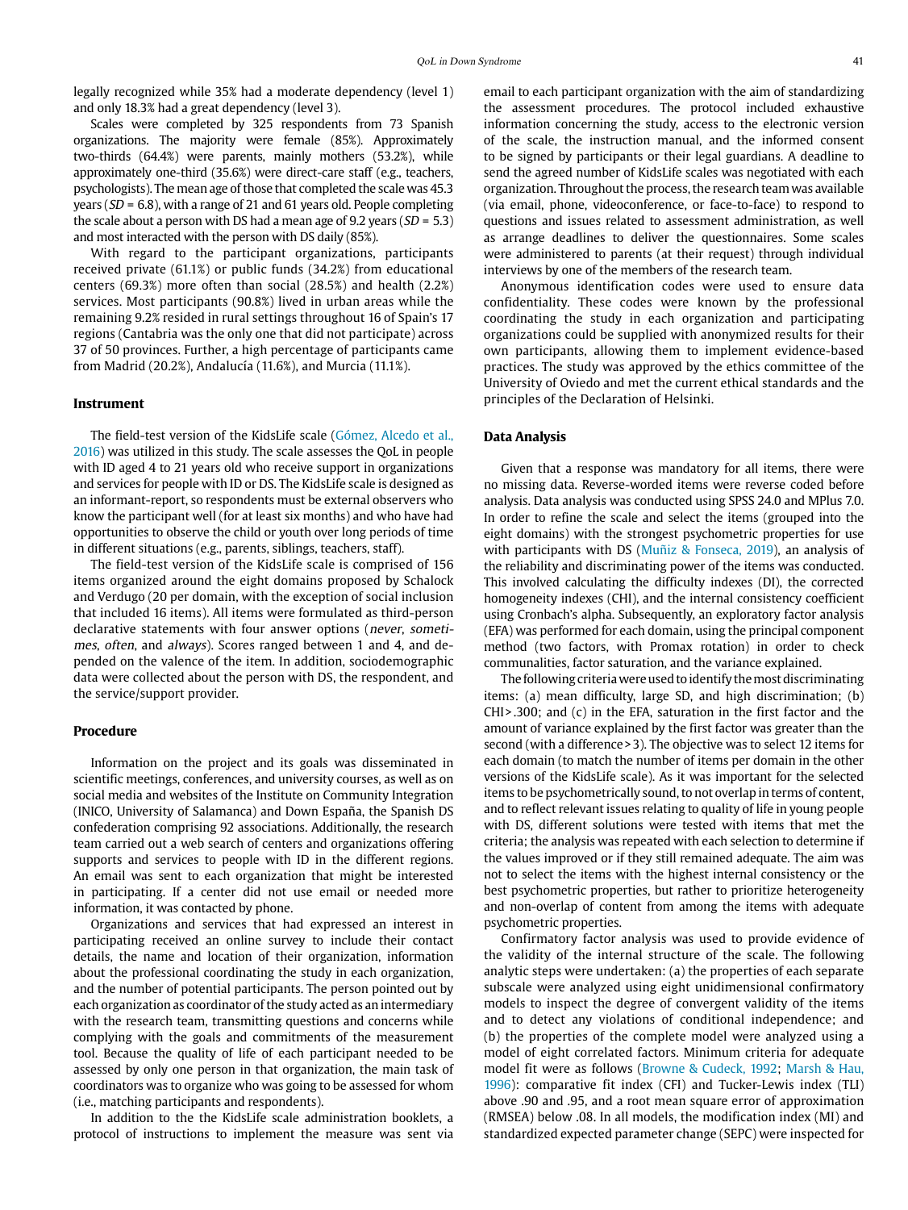legally recognized while 35% had a moderate dependency (level 1) and only 18.3% had a great dependency (level 3).

Scales were completed by 325 respondents from 73 Spanish organizations. The majority were female (85%). Approximately two-thirds (64.4%) were parents, mainly mothers (53.2%), while approximately one-third (35.6%) were direct-care staff (e.g., teachers, psychologists). The mean age of those that completed the scale was 45.3 years (*SD* = 6.8), with a range of 21 and 61 years old. People completing the scale about a person with DS had a mean age of 9.2 years (*SD* = 5.3) and most interacted with the person with DS daily (85%).

With regard to the participant organizations, participants received private (61.1%) or public funds (34.2%) from educational centers (69.3%) more often than social (28.5%) and health (2.2%) services. Most participants (90.8%) lived in urban areas while the remaining 9.2% resided in rural settings throughout 16 of Spain's 17 regions (Cantabria was the only one that did not participate) across 37 of 50 provinces. Further, a high percentage of participants came from Madrid (20.2%), Andalucía (11.6%), and Murcia (11.1%).

## Instrument

The field-test version of the KidsLife scale (Gómez, Alcedo et al., 2016) was utilized in this study. The scale assesses the QoL in people with ID aged 4 to 21 years old who receive support in organizations and services for people with ID or DS. The KidsLife scale is designed as an informant-report, so respondents must be external observers who know the participant well (for at least six months) and who have had opportunities to observe the child or youth over long periods of time in different situations (e.g., parents, siblings, teachers, staff).

The field-test version of the KidsLife scale is comprised of 156 items organized around the eight domains proposed by Schalock and Verdugo (20 per domain, with the exception of social inclusion that included 16 items). All items were formulated as third-person declarative statements with four answer options (*never*, *sometimes*, *often*, and *always*). Scores ranged between 1 and 4, and depended on the valence of the item. In addition, sociodemographic data were collected about the person with DS, the respondent, and the service/support provider.

## Procedure

Information on the project and its goals was disseminated in scientific meetings, conferences, and university courses, as well as on social media and websites of the Institute on Community Integration (INICO, University of Salamanca) and Down España, the Spanish DS confederation comprising 92 associations. Additionally, the research team carried out a web search of centers and organizations offering supports and services to people with ID in the different regions. An email was sent to each organization that might be interested in participating. If a center did not use email or needed more information, it was contacted by phone.

Organizations and services that had expressed an interest in participating received an online survey to include their contact details, the name and location of their organization, information about the professional coordinating the study in each organization, and the number of potential participants. The person pointed out by each organization as coordinator of the study acted as an intermediary with the research team, transmitting questions and concerns while complying with the goals and commitments of the measurement tool. Because the quality of life of each participant needed to be assessed by only one person in that organization, the main task of coordinators was to organize who was going to be assessed for whom (i.e., matching participants and respondents).

In addition to the the KidsLife scale administration booklets, a protocol of instructions to implement the measure was sent via email to each participant organization with the aim of standardizing the assessment procedures. The protocol included exhaustive information concerning the study, access to the electronic version of the scale, the instruction manual, and the informed consent to be signed by participants or their legal guardians. A deadline to send the agreed number of KidsLife scales was negotiated with each organization. Throughout the process, the research team was available (via email, phone, videoconference, or face-to-face) to respond to questions and issues related to assessment administration, as well as arrange deadlines to deliver the questionnaires. Some scales were administered to parents (at their request) through individual interviews by one of the members of the research team.

Anonymous identification codes were used to ensure data confidentiality. These codes were known by the professional coordinating the study in each organization and participating organizations could be supplied with anonymized results for their own participants, allowing them to implement evidence-based practices. The study was approved by the ethics committee of the University of Oviedo and met the current ethical standards and the principles of the Declaration of Helsinki.

## Data Analysis

Given that a response was mandatory for all items, there were no missing data. Reverse-worded items were reverse coded before analysis. Data analysis was conducted using SPSS 24.0 and MPlus 7.0. In order to refine the scale and select the items (grouped into the eight domains) with the strongest psychometric properties for use with participants with DS (Muñiz & Fonseca, 2019), an analysis of the reliability and discriminating power of the items was conducted. This involved calculating the difficulty indexes (DI), the corrected homogeneity indexes (CHI), and the internal consistency coefficient using Cronbach's alpha. Subsequently, an exploratory factor analysis (EFA) was performed for each domain, using the principal component method (two factors, with Promax rotation) in order to check communalities, factor saturation, and the variance explained.

The following criteria were used to identify the most discriminating items: (a) mean difficulty, large SD, and high discrimination; (b) CHI > .300; and (c) in the EFA, saturation in the first factor and the amount of variance explained by the first factor was greater than the second (with a difference > 3). The objective was to select 12 items for each domain (to match the number of items per domain in the other versions of the KidsLife scale). As it was important for the selected items to be psychometrically sound, to not overlap in terms of content, and to reflect relevant issues relating to quality of life in young people with DS, different solutions were tested with items that met the criteria; the analysis was repeated with each selection to determine if the values improved or if they still remained adequate. The aim was not to select the items with the highest internal consistency or the best psychometric properties, but rather to prioritize heterogeneity and non-overlap of content from among the items with adequate psychometric properties.

Confirmatory factor analysis was used to provide evidence of the validity of the internal structure of the scale. The following analytic steps were undertaken: (a) the properties of each separate subscale were analyzed using eight unidimensional confirmatory models to inspect the degree of convergent validity of the items and to detect any violations of conditional independence; and (b) the properties of the complete model were analyzed using a model of eight correlated factors. Minimum criteria for adequate model fit were as follows (Browne & Cudeck, 1992; Marsh & Hau, 1996): comparative fit index (CFI) and Tucker-Lewis index (TLI) above .90 and .95, and a root mean square error of approximation (RMSEA) below .08. In all models, the modification index (MI) and standardized expected parameter change (SEPC) were inspected for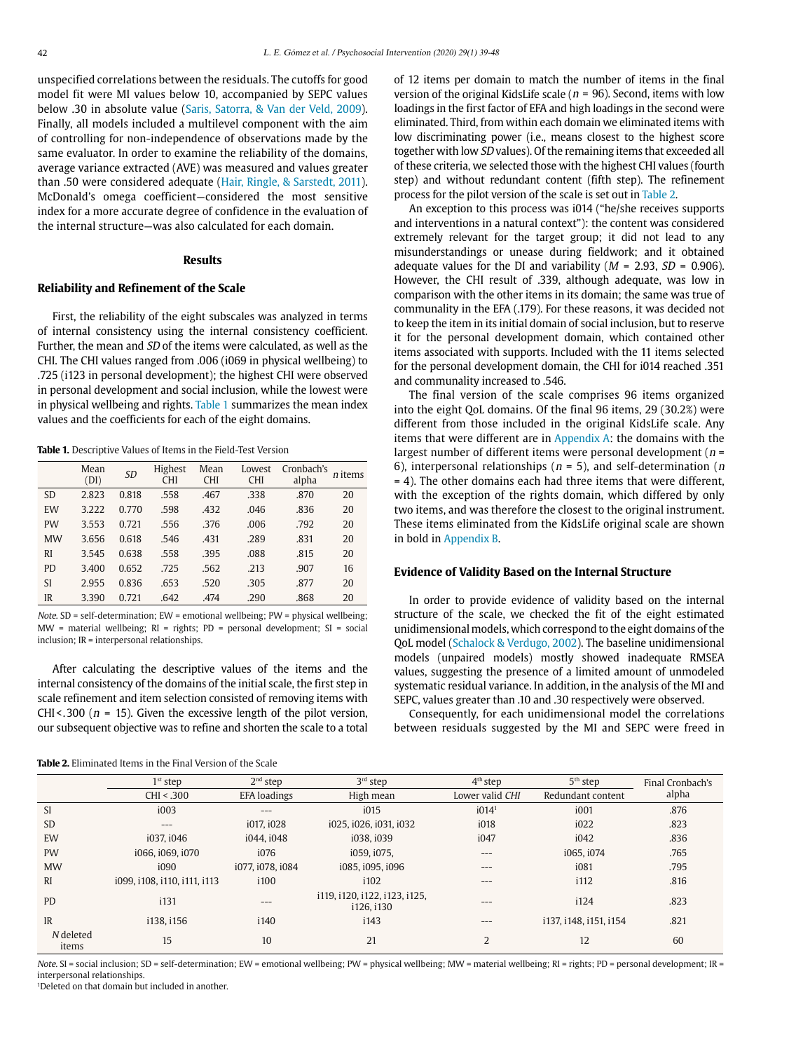unspecified correlations between the residuals. The cutoffs for good model fit were MI values below 10, accompanied by SEPC values below .30 in absolute value (Saris, Satorra, & Van der Veld, 2009). Finally, all models included a multilevel component with the aim of controlling for non-independence of observations made by the same evaluator. In order to examine the reliability of the domains, average variance extracted (AVE) was measured and values greater than .50 were considered adequate (Hair, Ringle, & Sarstedt, 2011). McDonald's omega coefficient—considered the most sensitive index for a more accurate degree of confidence in the evaluation of the internal structure—was also calculated for each domain.

## Results

### Reliability and Refinement of the Scale

First, the reliability of the eight subscales was analyzed in terms of internal consistency using the internal consistency coefficient. Further, the mean and *SD* of the items were calculated, as well as the CHI. The CHI values ranged from .006 (i069 in physical wellbeing) to .725 (i123 in personal development); the highest CHI were observed in personal development and social inclusion, while the lowest were in physical wellbeing and rights. Table 1 summarizes the mean index values and the coefficients for each of the eight domains.

**Table 1.** Descriptive Values of Items in the Field-Test Version

| | Mean (DI) | *SD* | Highest CHI | Mean CHI | Lowest CHI | Cronbach's alpha | *n* items |
|---|---|---|---|---|---|---|---|
| SD | 2.823 | 0.818 | .558 | .467 | .338 | .870 | 20 |
| EW | 3.222 | 0.770 | .598 | .432 | .046 | .836 | 20 |
| PW | 3.553 | 0.721 | .556 | .376 | .006 | .792 | 20 |
| MW | 3.656 | 0.618 | .546 | .431 | .289 | .831 | 20 |
| RI | 3.545 | 0.638 | .558 | .395 | .088 | .815 | 20 |
| PD | 3.400 | 0.652 | .725 | .562 | .213 | .907 | 16 |
| SI | 2.955 | 0.836 | .653 | .520 | .305 | .877 | 20 |
| IR | 3.390 | 0.721 | .642 | .474 | .290 | .868 | 20 |

*Note.* SD = self-determination; EW = emotional wellbeing; PW = physical wellbeing; MW = material wellbeing; RI = rights; PD = personal development; SI = social inclusion; IR = interpersonal relationships.

After calculating the descriptive values of the items and the internal consistency of the domains of the initial scale, the first step in scale refinement and item selection consisted of removing items with CHI < .300 (*n* = 15). Given the excessive length of the pilot version, our subsequent objective was to refine and shorten the scale to a total of 12 items per domain to match the number of items in the final version of the original KidsLife scale (*n* = 96). Second, items with low loadings in the first factor of EFA and high loadings in the second were eliminated. Third, from within each domain we eliminated items with low discriminating power (i.e., means closest to the highest score together with low *SD* values). Of the remaining items that exceeded all of these criteria, we selected those with the highest CHI values (fourth step) and without redundant content (fifth step). The refinement process for the pilot version of the scale is set out in Table 2.

An exception to this process was i014 ("he/she receives supports and interventions in a natural context"): the content was considered extremely relevant for the target group; it did not lead to any misunderstandings or unease during fieldwork; and it obtained adequate values for the DI and variability (*M* = 2.93, *SD* = 0.906). However, the CHI result of .339, although adequate, was low in comparison with the other items in its domain; the same was true of communality in the EFA (.179). For these reasons, it was decided not to keep the item in its initial domain of social inclusion, but to reserve it for the personal development domain, which contained other items associated with supports. Included with the 11 items selected for the personal development domain, the CHI for i014 reached .351 and communality increased to .546.

The final version of the scale comprises 96 items organized into the eight QoL domains. Of the final 96 items, 29 (30.2%) were different from those included in the original KidsLife scale. Any items that were different are in Appendix A: the domains with the largest number of different items were personal development (*n* = 6), interpersonal relationships (*n* = 5), and self-determination (*n* = 4). The other domains each had three items that were different, with the exception of the rights domain, which differed by only two items, and was therefore the closest to the original instrument. These items eliminated from the KidsLife original scale are shown in bold in Appendix B.

### Evidence of Validity Based on the Internal Structure

In order to provide evidence of validity based on the internal structure of the scale, we checked the fit of the eight estimated unidimensional models, which correspond to the eight domains of the QoL model (Schalock & Verdugo, 2002). The baseline unidimensional models (unpaired models) mostly showed inadequate RMSEA values, suggesting the presence of a limited amount of unmodeled systematic residual variance. In addition, in the analysis of the MI and SEPC, values greater than .10 and .30 respectively were observed.

Consequently, for each unidimensional model the correlations between residuals suggested by the MI and SEPC were freed in

**Table 2.** Eliminated Items in the Final Version of the Scale

| | 1st step | 2nd step | 3rd step | 4th step | 5th step | Final Cronbach's alpha |
|---|---|---|---|---|---|---|
| | CHI < .300 | EFA loadings | High mean | Lower valid *CHI* | Redundant content | |
| SI | i003 | --- | i015 | i014[1] | i001 | .876 |
| SD | --- | i017, i028 | i025, i026, i031, i032 | i018 | i022 | .823 |
| EW | i037, i046 | i044, i048 | i038, i039 | i047 | i042 | .836 |
| PW | i066, i069, i070 | i076 | i059, i075, | --- | i065, i074 | .765 |
| MW | i090 | i077, i078, i084 | i085, i095, i096 | --- | i081 | .795 |
| RI | i099, i108, i110, i111, i113 | i100 | i102 | --- | i112 | .816 |
| PD | i131 | --- | i119, i120, i122, i123, i125, i126, i130 | --- | i124 | .823 |
| IR | i138, i156 | i140 | i143 | --- | i137, i148, i151, i154 | .821 |
| *N* deleted items | 15 | 10 | 21 | 2 | 12 | 60 |

*Note.* SI = social inclusion; SD = self-determination; EW = emotional wellbeing; PW = physical wellbeing; MW = material wellbeing; RI = rights; PD = personal development; IR = interpersonal relationships.

[1]Deleted on that domain but included in another.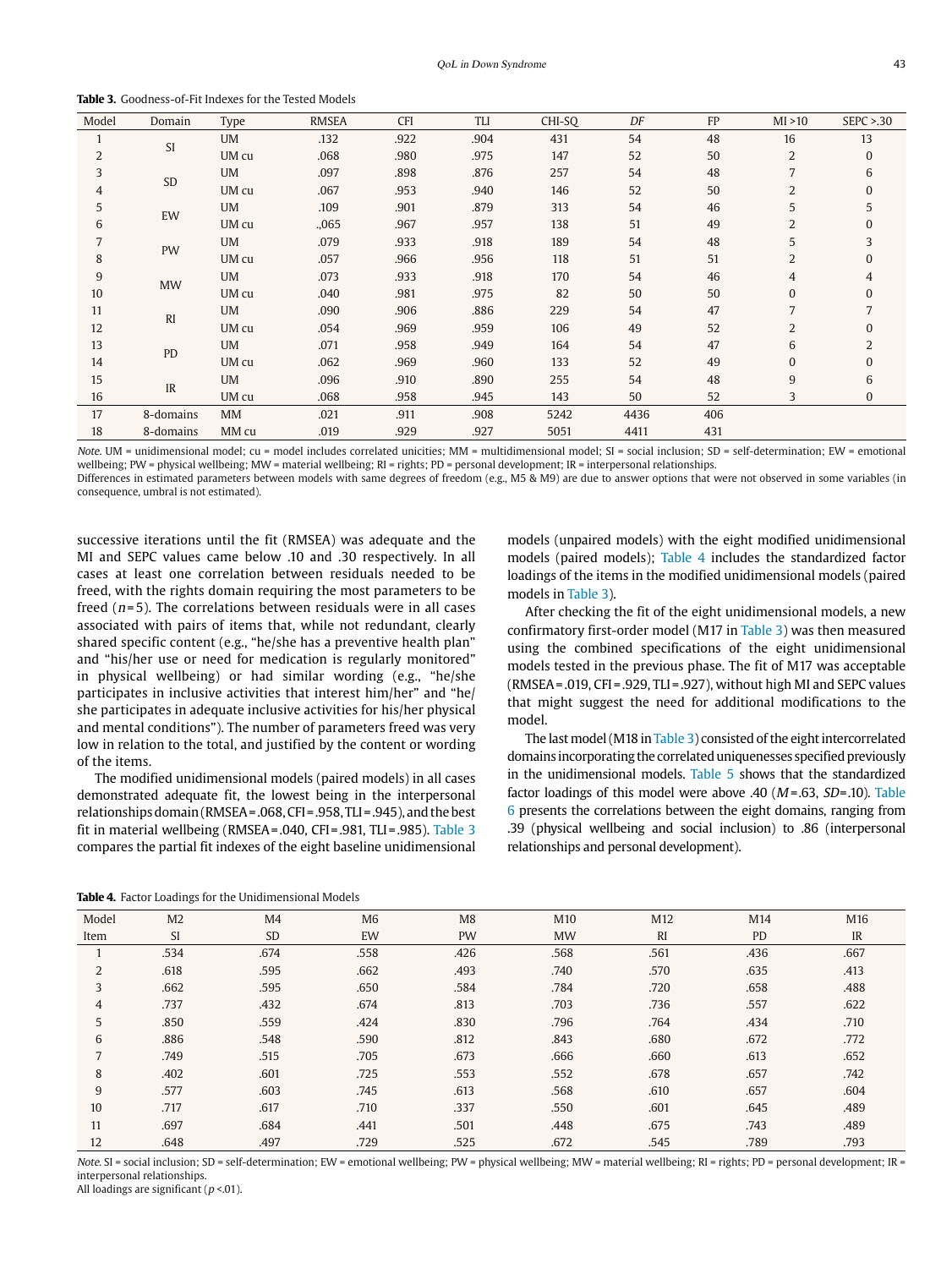**Table 3.** Goodness-of-Fit Indexes for the Tested Models

| Model | Domain | Type | RMSEA | CFI | TLI | CHI-SQ | *DF* | FP | MI >10 | SEPC >.30 |
|---|---|---|---|---|---|---|---|---|---|---|
| 1 | SI | UM | .132 | .922 | .904 | 431 | 54 | 48 | 16 | 13 |
| 2 | | UM cu | .068 | .980 | .975 | 147 | 52 | 50 | 2 | 0 |
| 3 | SD | UM | .097 | .898 | .876 | 257 | 54 | 48 | 7 | 6 |
| 4 | | UM cu | .067 | .953 | .940 | 146 | 52 | 50 | 2 | 0 |
| 5 | EW | UM | .109 | .901 | .879 | 313 | 54 | 46 | 5 | 5 |
| 6 | | UM cu | .,065 | .967 | .957 | 138 | 51 | 49 | 2 | 0 |
| 7 | PW | UM | .079 | .933 | .918 | 189 | 54 | 48 | 5 | 3 |
| 8 | | UM cu | .057 | .966 | .956 | 118 | 51 | 51 | 2 | 0 |
| 9 | MW | UM | .073 | .933 | .918 | 170 | 54 | 46 | 4 | 4 |
| 10 | | UM cu | .040 | .981 | .975 | 82 | 50 | 50 | 0 | 0 |
| 11 | RI | UM | .090 | .906 | .886 | 229 | 54 | 47 | 7 | 7 |
| 12 | | UM cu | .054 | .969 | .959 | 106 | 49 | 52 | 2 | 0 |
| 13 | PD | UM | .071 | .958 | .949 | 164 | 54 | 47 | 6 | 2 |
| 14 | | UM cu | .062 | .969 | .960 | 133 | 52 | 49 | 0 | 0 |
| 15 | IR | UM | .096 | .910 | .890 | 255 | 54 | 48 | 9 | 6 |
| 16 | | UM cu | .068 | .958 | .945 | 143 | 50 | 52 | 3 | 0 |
| 17 | 8-domains | MM | .021 | .911 | .908 | 5242 | 4436 | 406 | | |
| 18 | 8-domains | MM cu | .019 | .929 | .927 | 5051 | 4411 | 431 | | |

*Note.* UM = unidimensional model; cu = model includes correlated unicities; MM = multidimensional model; SI = social inclusion; SD = self-determination; EW = emotional wellbeing; PW = physical wellbeing; MW = material wellbeing; RI = rights; PD = personal development; IR = interpersonal relationships.
Differences in estimated parameters between models with same degrees of freedom (e.g., M5 & M9) are due to answer options that were not observed in some variables (in consequence, umbral is not estimated).

successive iterations until the fit (RMSEA) was adequate and the MI and SEPC values came below .10 and .30 respectively. In all cases at least one correlation between residuals needed to be freed, with the rights domain requiring the most parameters to be freed ($n$=5). The correlations between residuals were in all cases associated with pairs of items that, while not redundant, clearly shared specific content (e.g., "he/she has a preventive health plan" and "his/her use or need for medication is regularly monitored" in physical wellbeing) or had similar wording (e.g., "he/she participates in inclusive activities that interest him/her" and "he/she participates in adequate inclusive activities for his/her physical and mental conditions"). The number of parameters freed was very low in relation to the total, and justified by the content or wording of the items.

The modified unidimensional models (paired models) in all cases demonstrated adequate fit, the lowest being in the interpersonal relationships domain (RMSEA = .068, CFI = .958, TLI = .945), and the best fit in material wellbeing (RMSEA = .040, CFI = .981, TLI = .985). Table 3 compares the partial fit indexes of the eight baseline unidimensional models (unpaired models) with the eight modified unidimensional models (paired models); Table 4 includes the standardized factor loadings of the items in the modified unidimensional models (paired models in Table 3).

After checking the fit of the eight unidimensional models, a new confirmatory first-order model (M17 in Table 3) was then measured using the combined specifications of the eight unidimensional models tested in the previous phase. The fit of M17 was acceptable (RMSEA = .019, CFI = .929, TLI = .927), without high MI and SEPC values that might suggest the need for additional modifications to the model.

The last model (M18 in Table 3) consisted of the eight intercorrelated domains incorporating the correlated uniquenesses specified previously in the unidimensional models. Table 5 shows that the standardized factor loadings of this model were above .40 ($M$ = .63, $SD$ = .10). Table 6 presents the correlations between the eight domains, ranging from .39 (physical wellbeing and social inclusion) to .86 (interpersonal relationships and personal development).

**Table 4.** Factor Loadings for the Unidimensional Models

| Model | M2 | M4 | M6 | M8 | M10 | M12 | M14 | M16 |
|---|---|---|---|---|---|---|---|---|
| Item | SI | SD | EW | PW | MW | RI | PD | IR |
| 1 | .534 | .674 | .558 | .426 | .568 | .561 | .436 | .667 |
| 2 | .618 | .595 | .662 | .493 | .740 | .570 | .635 | .413 |
| 3 | .662 | .595 | .650 | .584 | .784 | .720 | .658 | .488 |
| 4 | .737 | .432 | .674 | .813 | .703 | .736 | .557 | .622 |
| 5 | .850 | .559 | .424 | .830 | .796 | .764 | .434 | .710 |
| 6 | .886 | .548 | .590 | .812 | .843 | .680 | .672 | .772 |
| 7 | .749 | .515 | .705 | .673 | .666 | .660 | .613 | .652 |
| 8 | .402 | .601 | .725 | .553 | .552 | .678 | .657 | .742 |
| 9 | .577 | .603 | .745 | .613 | .568 | .610 | .657 | .604 |
| 10 | .717 | .617 | .710 | .337 | .550 | .601 | .645 | .489 |
| 11 | .697 | .684 | .441 | .501 | .448 | .675 | .743 | .489 |
| 12 | .648 | .497 | .729 | .525 | .672 | .545 | .789 | .793 |

*Note.* SI = social inclusion; SD = self-determination; EW = emotional wellbeing; PW = physical wellbeing; MW = material wellbeing; RI = rights; PD = personal development; IR = interpersonal relationships.
All loadings are significant ($p$ <.01).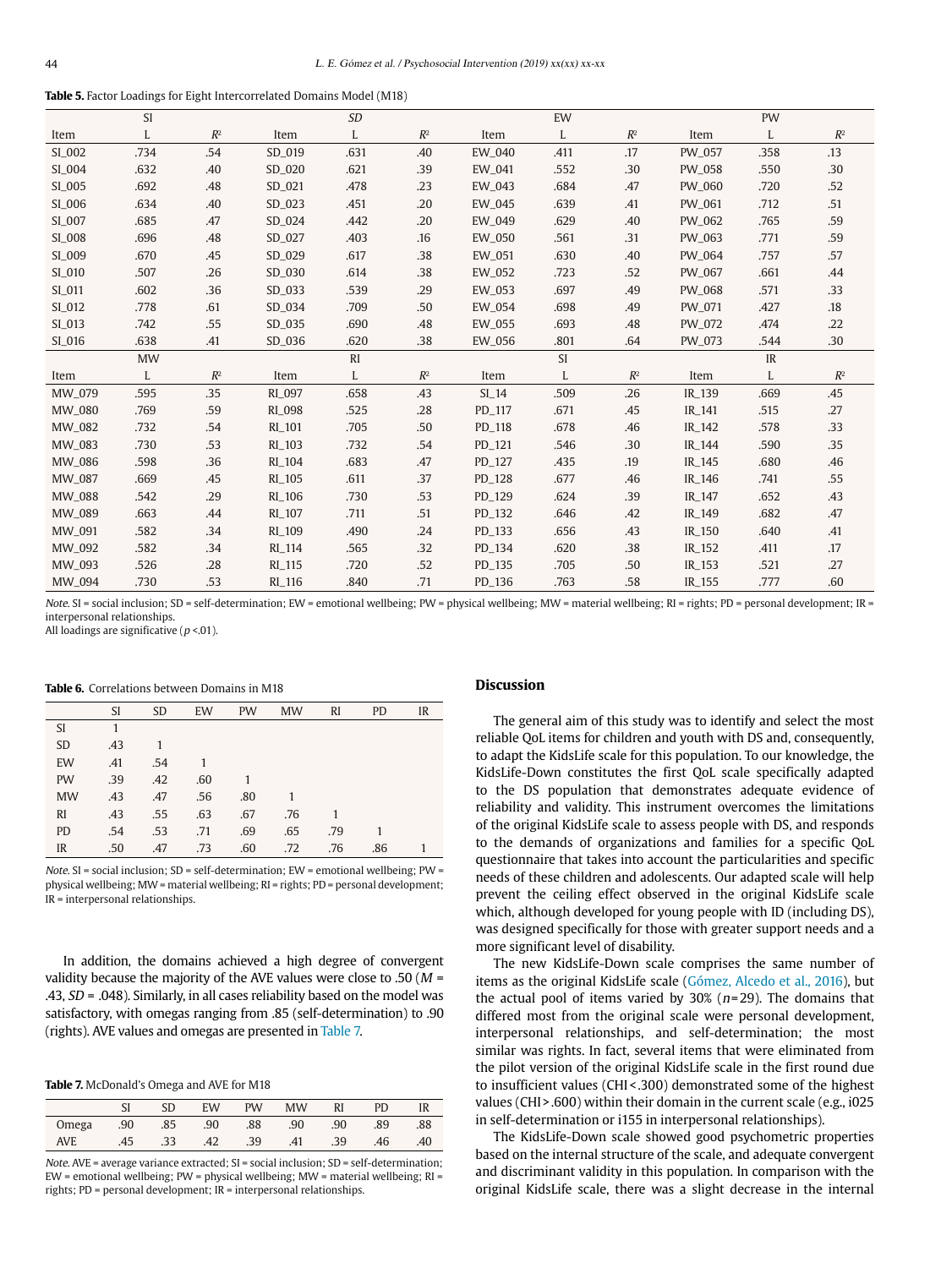**Table 5.** Factor Loadings for Eight Intercorrelated Domains Model (M18)

| SI | | | *SD* | | | EW | | | PW | | |
|---|---|---|---|---|---|---|---|---|---|---|---|
| Item | L | $R^2$ | Item | L | $R^2$ | Item | L | $R^2$ | Item | L | $R^2$ |
| SI_002 | .734 | .54 | SD_019 | .631 | .40 | EW_040 | .411 | .17 | PW_057 | .358 | .13 |
| SI_004 | .632 | .40 | SD_020 | .621 | .39 | EW_041 | .552 | .30 | PW_058 | .550 | .30 |
| SI_005 | .692 | .48 | SD_021 | .478 | .23 | EW_043 | .684 | .47 | PW_060 | .720 | .52 |
| SI_006 | .634 | .40 | SD_023 | .451 | .20 | EW_045 | .639 | .41 | PW_061 | .712 | .51 |
| SI_007 | .685 | .47 | SD_024 | .442 | .20 | EW_049 | .629 | .40 | PW_062 | .765 | .59 |
| SI_008 | .696 | .48 | SD_027 | .403 | .16 | EW_050 | .561 | .31 | PW_063 | .771 | .59 |
| SI_009 | .670 | .45 | SD_029 | .617 | .38 | EW_051 | .630 | .40 | PW_064 | .757 | .57 |
| SI_010 | .507 | .26 | SD_030 | .614 | .38 | EW_052 | .723 | .52 | PW_067 | .661 | .44 |
| SI_011 | .602 | .36 | SD_033 | .539 | .29 | EW_053 | .697 | .49 | PW_068 | .571 | .33 |
| SI_012 | .778 | .61 | SD_034 | .709 | .50 | EW_054 | .698 | .49 | PW_071 | .427 | .18 |
| SI_013 | .742 | .55 | SD_035 | .690 | .48 | EW_055 | .693 | .48 | PW_072 | .474 | .22 |
| SI_016 | .638 | .41 | SD_036 | .620 | .38 | EW_056 | .801 | .64 | PW_073 | .544 | .30 |
| MW | | | RI | | | SI | | | IR | | |
| Item | L | $R^2$ | Item | L | $R^2$ | Item | L | $R^2$ | Item | L | $R^2$ |
| MW_079 | .595 | .35 | RI_097 | .658 | .43 | SI_14 | .509 | .26 | IR_139 | .669 | .45 |
| MW_080 | .769 | .59 | RI_098 | .525 | .28 | PD_117 | .671 | .45 | IR_141 | .515 | .27 |
| MW_082 | .732 | .54 | RI_101 | .705 | .50 | PD_118 | .678 | .46 | IR_142 | .578 | .33 |
| MW_083 | .730 | .53 | RI_103 | .732 | .54 | PD_121 | .546 | .30 | IR_144 | .590 | .35 |
| MW_086 | .598 | .36 | RI_104 | .683 | .47 | PD_127 | .435 | .19 | IR_145 | .680 | .46 |
| MW_087 | .669 | .45 | RI_105 | .611 | .37 | PD_128 | .677 | .46 | IR_146 | .741 | .55 |
| MW_088 | .542 | .29 | RI_106 | .730 | .53 | PD_129 | .624 | .39 | IR_147 | .652 | .43 |
| MW_089 | .663 | .44 | RI_107 | .711 | .51 | PD_132 | .646 | .42 | IR_149 | .682 | .47 |
| MW_091 | .582 | .34 | RI_109 | .490 | .24 | PD_133 | .656 | .43 | IR_150 | .640 | .41 |
| MW_092 | .582 | .34 | RI_114 | .565 | .32 | PD_134 | .620 | .38 | IR_152 | .411 | .17 |
| MW_093 | .526 | .28 | RI_115 | .720 | .52 | PD_135 | .705 | .50 | IR_153 | .521 | .27 |
| MW_094 | .730 | .53 | RI_116 | .840 | .71 | PD_136 | .763 | .58 | IR_155 | .777 | .60 |

*Note.* SI = social inclusion; SD = self-determination; EW = emotional wellbeing; PW = physical wellbeing; MW = material wellbeing; RI = rights; PD = personal development; IR = interpersonal relationships.
All loadings are significative ($p$ <.01).

**Table 6.** Correlations between Domains in M18

| | SI | SD | EW | PW | MW | RI | PD | IR |
|---|---|---|---|---|---|---|---|---|
| SI | 1 | | | | | | | |
| SD | .43 | 1 | | | | | | |
| EW | .41 | .54 | 1 | | | | | |
| PW | .39 | .42 | .60 | 1 | | | | |
| MW | .43 | .47 | .56 | .80 | 1 | | | |
| RI | .43 | .55 | .63 | .67 | .76 | 1 | | |
| PD | .54 | .53 | .71 | .69 | .65 | .79 | 1 | |
| IR | .50 | .47 | .73 | .60 | .72 | .76 | .86 | 1 |

*Note.* SI = social inclusion; SD = self-determination; EW = emotional wellbeing; PW = physical wellbeing; MW = material wellbeing; RI = rights; PD = personal development; IR = interpersonal relationships.

In addition, the domains achieved a high degree of convergent validity because the majority of the AVE values were close to .50 ($M$ = .43, $SD$ = .048). Similarly, in all cases reliability based on the model was satisfactory, with omegas ranging from .85 (self-determination) to .90 (rights). AVE values and omegas are presented in Table 7.

**Table 7.** McDonald's Omega and AVE for M18

| | SI | SD | EW | PW | MW | RI | PD | IR |
|---|---|---|---|---|---|---|---|---|
| Omega | .90 | .85 | .90 | .88 | .90 | .90 | .89 | .88 |
| AVE | .45 | .33 | .42 | .39 | .41 | .39 | .46 | .40 |

*Note.* AVE = average variance extracted; SI = social inclusion; SD = self-determination; EW = emotional wellbeing; PW = physical wellbeing; MW = material wellbeing; RI = rights; PD = personal development; IR = interpersonal relationships.

## Discussion

The general aim of this study was to identify and select the most reliable QoL items for children and youth with DS and, consequently, to adapt the KidsLife scale for this population. To our knowledge, the KidsLife-Down constitutes the first QoL scale specifically adapted to the DS population that demonstrates adequate evidence of reliability and validity. This instrument overcomes the limitations of the original KidsLife scale to assess people with DS, and responds to the demands of organizations and families for a specific QoL questionnaire that takes into account the particularities and specific needs of these children and adolescents. Our adapted scale will help prevent the ceiling effect observed in the original KidsLife scale which, although developed for young people with ID (including DS), was designed specifically for those with greater support needs and a more significant level of disability.

The new KidsLife-Down scale comprises the same number of items as the original KidsLife scale (Gómez, Alcedo et al., 2016), but the actual pool of items varied by 30% ($n$=29). The domains that differed most from the original scale were personal development, interpersonal relationships, and self-determination; the most similar was rights. In fact, several items that were eliminated from the pilot version of the original KidsLife scale in the first round due to insufficient values (CHI<.300) demonstrated some of the highest values (CHI>.600) within their domain in the current scale (e.g., i025 in self-determination or i155 in interpersonal relationships).

The KidsLife-Down scale showed good psychometric properties based on the internal structure of the scale, and adequate convergent and discriminant validity in this population. In comparison with the original KidsLife scale, there was a slight decrease in the internal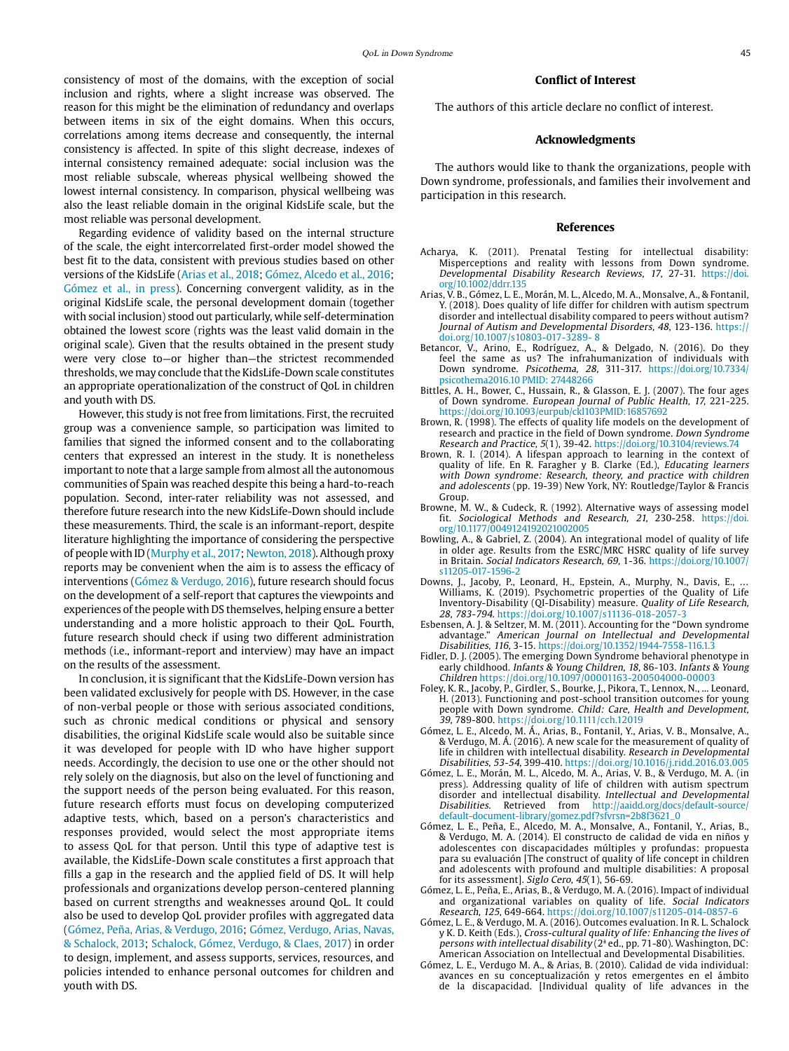consistency of most of the domains, with the exception of social inclusion and rights, where a slight increase was observed. The reason for this might be the elimination of redundancy and overlaps between items in six of the eight domains. When this occurs, correlations among items decrease and consequently, the internal consistency is affected. In spite of this slight decrease, indexes of internal consistency remained adequate: social inclusion was the most reliable subscale, whereas physical wellbeing showed the lowest internal consistency. In comparison, physical wellbeing was also the least reliable domain in the original KidsLife scale, but the most reliable was personal development.

Regarding evidence of validity based on the internal structure of the scale, the eight intercorrelated first-order model showed the best fit to the data, consistent with previous studies based on other versions of the KidsLife (Arias et al., 2018; Gómez, Alcedo et al., 2016; Gómez et al., in press). Concerning convergent validity, as in the original KidsLife scale, the personal development domain (together with social inclusion) stood out particularly, while self-determination obtained the lowest score (rights was the least valid domain in the original scale). Given that the results obtained in the present study were very close to—or higher than—the strictest recommended thresholds, we may conclude that the KidsLife-Down scale constitutes an appropriate operationalization of the construct of QoL in children and youth with DS.

However, this study is not free from limitations. First, the recruited group was a convenience sample, so participation was limited to families that signed the informed consent and to the collaborating centers that expressed an interest in the study. It is nonetheless important to note that a large sample from almost all the autonomous communities of Spain was reached despite this being a hard-to-reach population. Second, inter-rater reliability was not assessed, and therefore future research into the new KidsLife-Down should include these measurements. Third, the scale is an informant-report, despite literature highlighting the importance of considering the perspective of people with ID (Murphy et al., 2017; Newton, 2018). Although proxy reports may be convenient when the aim is to assess the efficacy of interventions (Gómez & Verdugo, 2016), future research should focus on the development of a self-report that captures the viewpoints and experiences of the people with DS themselves, helping ensure a better understanding and a more holistic approach to their QoL. Fourth, future research should check if using two different administration methods (i.e., informant-report and interview) may have an impact on the results of the assessment.

In conclusion, it is significant that the KidsLife-Down version has been validated exclusively for people with DS. However, in the case of non-verbal people or those with serious associated conditions, such as chronic medical conditions or physical and sensory disabilities, the original KidsLife scale would also be suitable since it was developed for people with ID who have higher support needs. Accordingly, the decision to use one or the other should not rely solely on the diagnosis, but also on the level of functioning and the support needs of the person being evaluated. For this reason, future research efforts must focus on developing computerized adaptive tests, which, based on a person's characteristics and responses provided, would select the most appropriate items to assess QoL for that person. Until this type of adaptive test is available, the KidsLife-Down scale constitutes a first approach that fills a gap in the research and the applied field of DS. It will help professionals and organizations develop person-centered planning based on current strengths and weaknesses around QoL. It could also be used to develop QoL provider profiles with aggregated data (Gómez, Peña, Arias, & Verdugo, 2016; Gómez, Verdugo, Arias, Navas, & Schalock, 2013; Schalock, Gómez, Verdugo, & Claes, 2017) in order to design, implement, and assess supports, services, resources, and policies intended to enhance personal outcomes for children and youth with DS.

## Conflict of Interest

The authors of this article declare no conflict of interest.

## Acknowledgments

The authors would like to thank the organizations, people with Down syndrome, professionals, and families their involvement and participation in this research.

## References

Acharya, K. (2011). Prenatal Testing for intellectual disability: Misperceptions and reality with lessons from Down syndrome. *Developmental Disability Research Reviews, 17*, 27-31. https://doi.org/10.1002/ddrr.135

Arias, V. B., Gómez, L. E., Morán, M. L., Alcedo, M. A., Monsalve, A., & Fontanil, Y. (2018). Does quality of life differ for children with autism spectrum disorder and intellectual disability compared to peers without autism? *Journal of Autism and Developmental Disorders, 48*, 123-136. https://doi.org/10.1007/s10803-017-3289- 8

Betancor, V., Arino, E., Rodríguez, A., & Delgado, N. (2016). Do they feel the same as us? The infrahumanization of individuals with Down syndrome. *Psicothema, 28*, 311-317. https://doi.org/10.7334/psicothema2016.10 PMID: 27448266

Bittles, A. H., Bower, C., Hussain, R., & Glasson, E. J. (2007). The four ages of Down syndrome. *European Journal of Public Health, 17*, 221-225. https://doi.org/10.1093/eurpub/ckl103PMID:16857692

Brown, R. (1998). The effects of quality life models on the development of research and practice in the field of Down syndrome. *Down Syndrome Research and Practice, 5*(1), 39-42. https://doi.org/10.3104/reviews.74

Brown, R. I. (2014). A lifespan approach to learning in the context of quality of life. En R. Faragher y B. Clarke (Ed.), *Educating learners with Down syndrome: Research, theory, and practice with children and adolescents* (pp. 19-39) New York, NY: Routledge/Taylor & Francis Group.

Browne, M. W., & Cudeck, R. (1992). Alternative ways of assessing model fit. *Sociological Methods and Research, 21*, 230-258. https://doi.org/10.1177/0049124192021002005

Bowling, A., & Gabriel, Z. (2004). An integrational model of quality of life in older age. Results from the ESRC/MRC HSRC quality of life survey in Britain. *Social Indicators Research, 69*, 1-36. https://doi.org/10.1007/s11205-017-1596-2

Downs, J., Jacoby, P., Leonard, H., Epstein, A., Murphy, N., Davis, E., … Williams, K. (2019). Psychometric properties of the Quality of Life Inventory-Disability (QI-Disability) measure. *Quality of Life Research, 28*, 783-794. https://doi.org/10.1007/s11136-018-2057-3

Esbensen, A. J. & Seltzer, M. M. (2011). Accounting for the "Down syndrome advantage." *American Journal on Intellectual and Developmental Disabilities, 116*, 3-15. https://doi.org/10.1352/1944-7558-116.1.3

Fidler, D. J. (2005). The emerging Down Syndrome behavioral phenotype in early childhood. *Infants & Young Children, 18*, 86-103. *Infants & Young Children* https://doi.org/10.1097/00001163-200504000-00003

Foley, K. R., Jacoby, P., Girdler, S., Bourke, J., Pikora, T., Lennox, N., … Leonard, H. (2013). Functioning and post-school transition outcomes for young people with Down syndrome. *Child: Care, Health and Development, 39*, 789-800. https://doi.org/10.1111/cch.12019

Gómez, L. E., Alcedo, M. Á., Arias, B., Fontanil, Y., Arias, V. B., Monsalve, A., & Verdugo, M. Á. (2016). A new scale for the measurement of quality of life in children with intellectual disability. *Research in Developmental Disabilities, 53-54*, 399-410. https://doi.org/10.1016/j.ridd.2016.03.005

Gómez, L. E., Morán, M. L., Alcedo, M. A., Arias, V. B., & Verdugo, M. A. (in press). Addressing quality of life of children with autism spectrum disorder and intellectual disability. *Intellectual and Developmental Disabilities*. Retrieved from http://aaidd.org/docs/default-source/default-document-library/gomez.pdf?sfvrsn=2b8f3621_0

Gómez, L. E., Peña, E., Alcedo, M. A., Monsalve, A., Fontanil, Y., Arias, B., & Verdugo, M. A. (2014). El constructo de calidad de vida en niños y adolescentes con discapacidades múltiples y profundas: propuesta para su evaluación [The construct of quality of life concept in children and adolescents with profound and multiple disabilities: A proposal for its assessment]. *Siglo Cero, 45*(1), 56-69.

Gómez, L. E., Peña, E., Arias, B., & Verdugo, M. A. (2016). Impact of individual and organizational variables on quality of life. *Social Indicators Research, 125*, 649-664. https://doi.org/10.1007/s11205-014-0857-6

Gómez, L. E., & Verdugo, M. A. (2016). Outcomes evaluation. In R. L. Schalock y K. D. Keith (Eds.), *Cross-cultural quality of life: Enhancing the lives of persons with intellectual disability* (2ª ed., pp. 71-80). Washington, DC: American Association on Intellectual and Developmental Disabilities.

Gómez, L. E., Verdugo M. A., & Arias, B. (2010). Calidad de vida individual: avances en su conceptualización y retos emergentes en el ámbito de la discapacidad. [Individual quality of life advances in the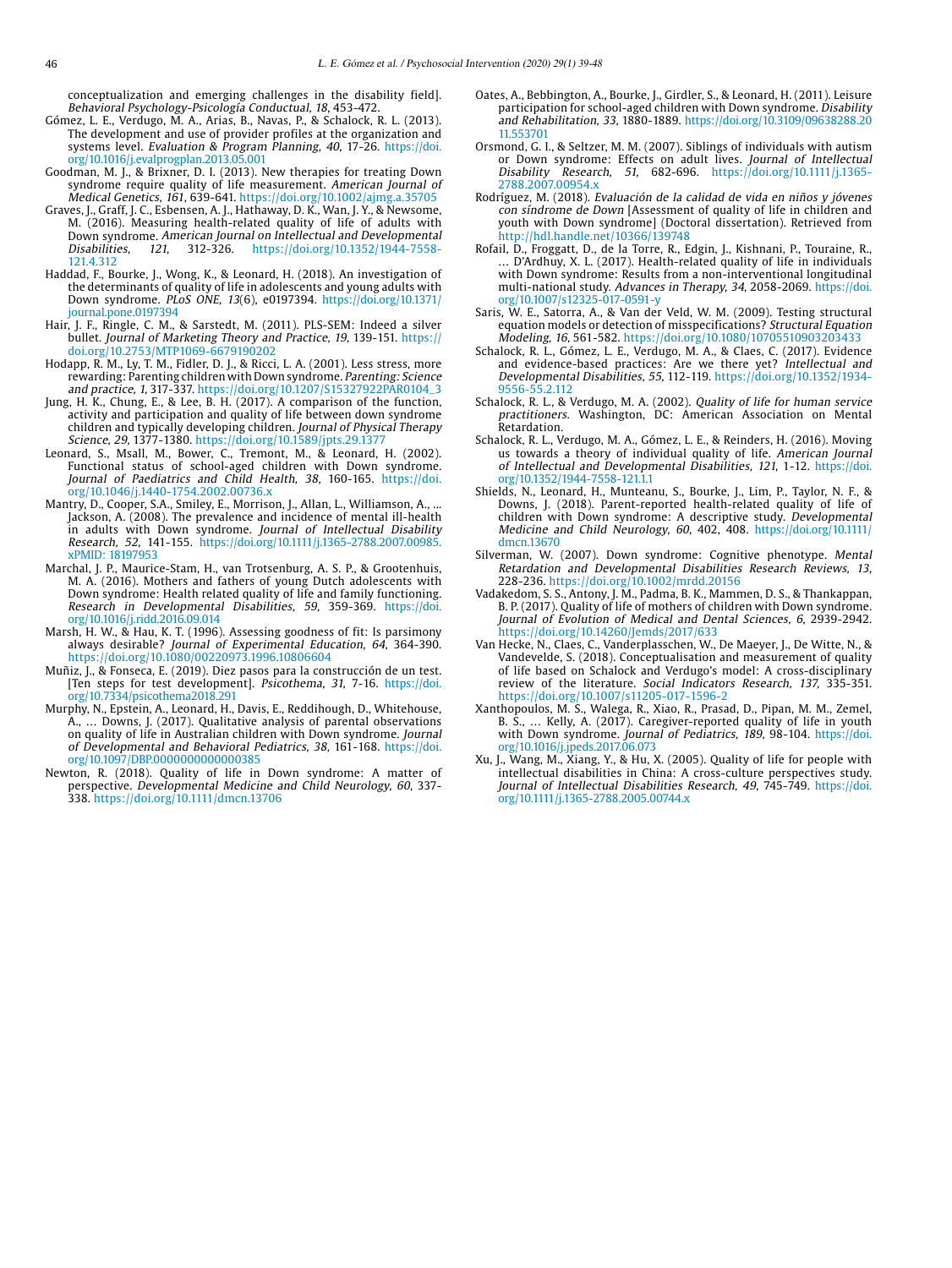conceptualization and emerging challenges in the disability field]. *Behavioral Psychology-Psicología Conductual, 18*, 453-472.

Gómez, L. E., Verdugo, M. A., Arias, B., Navas, P., & Schalock, R. L. (2013). The development and use of provider profiles at the organization and systems level. *Evaluation & Program Planning, 40*, 17-26. https://doi.org/10.1016/j.evalprogplan.2013.05.001

Goodman, M. J., & Brixner, D. I. (2013). New therapies for treating Down syndrome require quality of life measurement. *American Journal of Medical Genetics, 161*, 639-641. https://doi.org/10.1002/ajmg.a.35705

Graves, J., Graff, J. C., Esbensen, A. J., Hathaway, D. K., Wan, J. Y., & Newsome, M. (2016). Measuring health-related quality of life of adults with Down syndrome. *American Journal on Intellectual and Developmental Disabilities, 121*, 312-326. https://doi.org/10.1352/1944-7558-121.4.312

Haddad, F., Bourke, J., Wong, K., & Leonard, H. (2018). An investigation of the determinants of quality of life in adolescents and young adults with Down syndrome. *PLoS ONE, 13*(6), e0197394. https://doi.org/10.1371/journal.pone.0197394

Hair, J. F., Ringle, C. M., & Sarstedt, M. (2011). PLS-SEM: Indeed a silver bullet. *Journal of Marketing Theory and Practice, 19*, 139-151. https://doi.org/10.2753/MTP1069-6679190202

Hodapp, R. M., Ly, T. M., Fidler, D. J., & Ricci, L. A. (2001). Less stress, more rewarding: Parenting children with Down syndrome. *Parenting: Science and practice, 1*, 317-337. https://doi.org/10.1207/S15327922PAR0104_3

Jung, H. K., Chung, E., & Lee, B. H. (2017). A comparison of the function, activity and participation and quality of life between down syndrome children and typically developing children. *Journal of Physical Therapy Science, 29*, 1377-1380. https://doi.org/10.1589/jpts.29.1377

Leonard, S., Msall, M., Bower, C., Tremont, M., & Leonard, H. (2002). Functional status of school-aged children with Down syndrome. *Journal of Paediatrics and Child Health, 38*, 160-165. https://doi.org/10.1046/j.1440-1754.2002.00736.x

Mantry, D., Cooper, S.A., Smiley, E., Morrison, J., Allan, L., Williamson, A., ... Jackson, A. (2008). The prevalence and incidence of mental ill-health in adults with Down syndrome. *Journal of Intellectual Disability Research, 52*, 141-155. https://doi.org/10.1111/j.1365-2788.2007.00985.xPMID: 18197953

Marchal, J. P., Maurice-Stam, H., van Trotsenburg, A. S. P., & Grootenhuis, M. A. (2016). Mothers and fathers of young Dutch adolescents with Down syndrome: Health related quality of life and family functioning. *Research in Developmental Disabilities, 59*, 359-369. https://doi.org/10.1016/j.ridd.2016.09.014

Marsh, H. W., & Hau, K. T. (1996). Assessing goodness of fit: Is parsimony always desirable? *Journal of Experimental Education, 64*, 364-390. https://doi.org/10.1080/00220973.1996.10806604

Muñiz, J., & Fonseca, E. (2019). Diez pasos para la construcción de un test. [Ten steps for test development]. *Psicothema, 31*, 7-16. https://doi.org/10.7334/psicothema2018.291

Murphy, N., Epstein, A., Leonard, H., Davis, E., Reddihough, D., Whitehouse, A., … Downs, J. (2017). Qualitative analysis of parental observations on quality of life in Australian children with Down syndrome. *Journal of Developmental and Behavioral Pediatrics, 38*, 161-168. https://doi.org/10.1097/DBP.0000000000000385

Newton, R. (2018). Quality of life in Down syndrome: A matter of perspective. *Developmental Medicine and Child Neurology, 60*, 337-338. https://doi.org/10.1111/dmcn.13706

Oates, A., Bebbington, A., Bourke, J., Girdler, S., & Leonard, H. (2011). Leisure participation for school-aged children with Down syndrome. *Disability and Rehabilitation, 33*, 1880-1889. https://doi.org/10.3109/09638288.2011.553701

Orsmond, G. I., & Seltzer, M. M. (2007). Siblings of individuals with autism or Down syndrome: Effects on adult lives. *Journal of Intellectual Disability Research, 51*, 682-696. https://doi.org/10.1111/j.1365-2788.2007.00954.x

Rodríguez, M. (2018). *Evaluación de la calidad de vida en niños y jóvenes con síndrome de Down* [Assessment of quality of life in children and youth with Down syndrome] (Doctoral dissertation). Retrieved from http://hdl.handle.net/10366/139748

Rofail, D., Froggatt, D., de la Torre, R., Edgin, J., Kishnani, P., Touraine, R., … D'Ardhuy, X. L. (2017). Health-related quality of life in individuals with Down syndrome: Results from a non-interventional longitudinal multi-national study. *Advances in Therapy, 34*, 2058-2069. https://doi.org/10.1007/s12325-017-0591-y

Saris, W. E., Satorra, A., & Van der Veld, W. M. (2009). Testing structural equation models or detection of misspecifications? *Structural Equation Modeling, 16*, 561-582. https://doi.org/10.1080/10705510903203433

Schalock, R. L., Gómez, L. E., Verdugo, M. A., & Claes, C. (2017). Evidence and evidence-based practices: Are we there yet? *Intellectual and Developmental Disabilities, 55*, 112-119. https://doi.org/10.1352/1934-9556-55.2.112

Schalock, R. L., & Verdugo, M. A. (2002). *Quality of life for human service practitioners*. Washington, DC: American Association on Mental Retardation.

Schalock, R. L., Verdugo, M. A., Gómez, L. E., & Reinders, H. (2016). Moving us towards a theory of individual quality of life. *American Journal of Intellectual and Developmental Disabilities, 121*, 1-12. https://doi.org/10.1352/1944-7558-121.1.1

Shields, N., Leonard, H., Munteanu, S., Bourke, J., Lim, P., Taylor, N. F., & Downs, J. (2018). Parent-reported health-related quality of life of children with Down syndrome: A descriptive study. *Developmental Medicine and Child Neurology, 60*, 402, 408. https://doi.org/10.1111/dmcn.13670

Silverman, W. (2007). Down syndrome: Cognitive phenotype. *Mental Retardation and Developmental Disabilities Research Reviews, 13*, 228-236. https://doi.org/10.1002/mrdd.20156

Vadakedom, S. S., Antony, J. M., Padma, B. K., Mammen, D. S., & Thankappan, B. P. (2017). Quality of life of mothers of children with Down syndrome. *Journal of Evolution of Medical and Dental Sciences, 6*, 2939-2942. https://doi.org/10.14260/Jemds/2017/633

Van Hecke, N., Claes, C., Vanderplasschen, W., De Maeyer, J., De Witte, N., & Vandevelde, S. (2018). Conceptualisation and measurement of quality of life based on Schalock and Verdugo's model: A cross-disciplinary review of the literature. *Social Indicators Research, 137*, 335-351. https://doi.org/10.1007/s11205-017-1596-2

Xanthopoulos, M. S., Walega, R., Xiao, R., Prasad, D., Pipan, M. M., Zemel, B. S., … Kelly, A. (2017). Caregiver-reported quality of life in youth with Down syndrome. *Journal of Pediatrics, 189*, 98-104. https://doi.org/10.1016/j.jpeds.2017.06.073

Xu, J., Wang, M., Xiang, Y., & Hu, X. (2005). Quality of life for people with intellectual disabilities in China: A cross-culture perspectives study. *Journal of Intellectual Disabilities Research, 49*, 745-749. https://doi.org/10.1111/j.1365-2788.2005.00744.x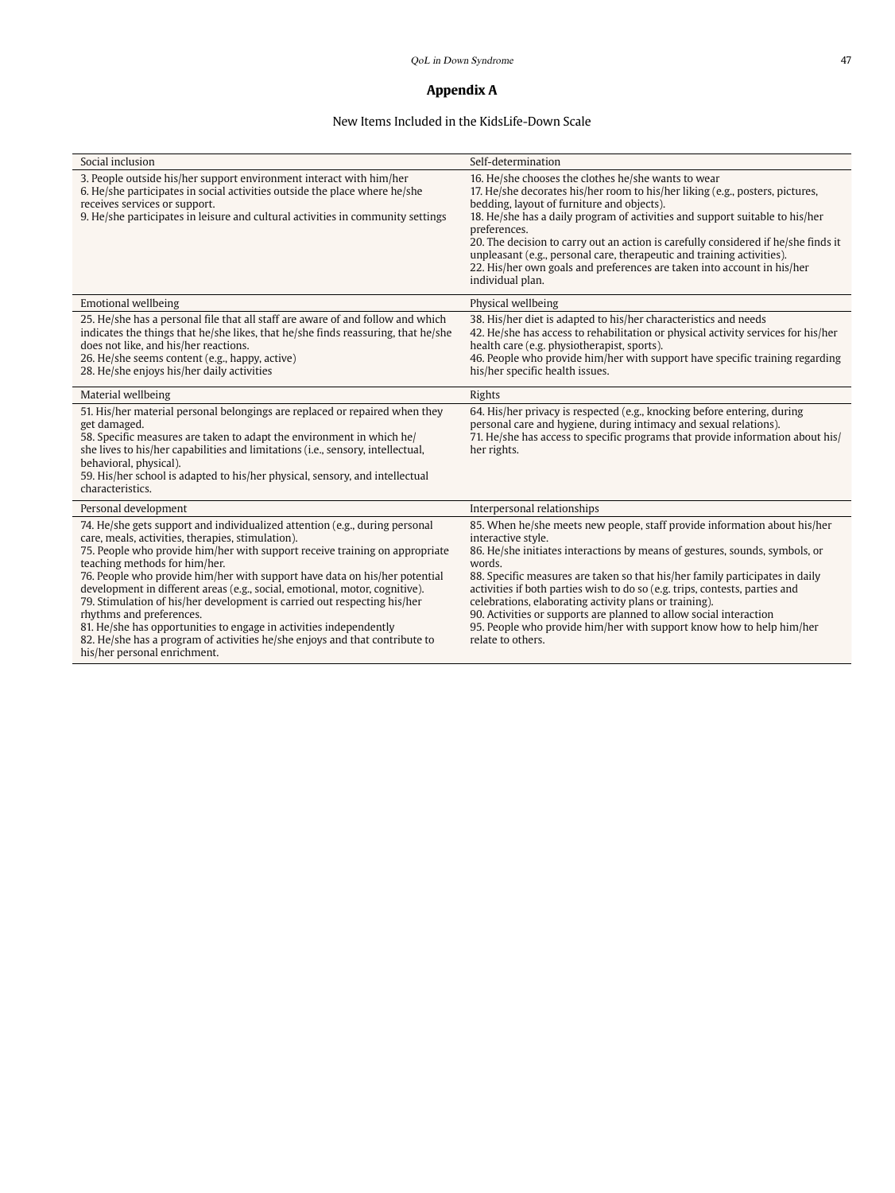## Appendix A

New Items Included in the KidsLife-Down Scale

| Social inclusion | Self-determination |
| --- | --- |
| 3. People outside his/her support environment interact with him/her<br>6. He/she participates in social activities outside the place where he/she receives services or support.<br>9. He/she participates in leisure and cultural activities in community settings | 16. He/she chooses the clothes he/she wants to wear<br>17. He/she decorates his/her room to his/her liking (e.g., posters, pictures, bedding, layout of furniture and objects).<br>18. He/she has a daily program of activities and support suitable to his/her preferences.<br>20. The decision to carry out an action is carefully considered if he/she finds it unpleasant (e.g., personal care, therapeutic and training activities).<br>22. His/her own goals and preferences are taken into account in his/her individual plan. |
| **Emotional wellbeing** | **Physical wellbeing** |
| 25. He/she has a personal file that all staff are aware of and follow and which indicates the things that he/she likes, that he/she finds reassuring, that he/she does not like, and his/her reactions.<br>26. He/she seems content (e.g., happy, active)<br>28. He/she enjoys his/her daily activities | 38. His/her diet is adapted to his/her characteristics and needs<br>42. He/she has access to rehabilitation or physical activity services for his/her health care (e.g. physiotherapist, sports).<br>46. People who provide him/her with support have specific training regarding his/her specific health issues. |
| **Material wellbeing** | **Rights** |
| 51. His/her material personal belongings are replaced or repaired when they get damaged.<br>58. Specific measures are taken to adapt the environment in which he/she lives to his/her capabilities and limitations (i.e., sensory, intellectual, behavioral, physical).<br>59. His/her school is adapted to his/her physical, sensory, and intellectual characteristics. | 64. His/her privacy is respected (e.g., knocking before entering, during personal care and hygiene, during intimacy and sexual relations).<br>71. He/she has access to specific programs that provide information about his/her rights. |
| **Personal development** | **Interpersonal relationships** |
| 74. He/she gets support and individualized attention (e.g., during personal care, meals, activities, therapies, stimulation).<br>75. People who provide him/her with support receive training on appropriate teaching methods for him/her.<br>76. People who provide him/her with support have data on his/her potential development in different areas (e.g., social, emotional, motor, cognitive).<br>79. Stimulation of his/her development is carried out respecting his/her rhythms and preferences.<br>81. He/she has opportunities to engage in activities independently<br>82. He/she has a program of activities he/she enjoys and that contribute to his/her personal enrichment. | 85. When he/she meets new people, staff provide information about his/her interactive style.<br>86. He/she initiates interactions by means of gestures, sounds, symbols, or words.<br>88. Specific measures are taken so that his/her family participates in daily activities if both parties wish to do so (e.g. trips, contests, parties and celebrations, elaborating activity plans or training).<br>90. Activities or supports are planned to allow social interaction<br>95. People who provide him/her with support know how to help him/her relate to others. |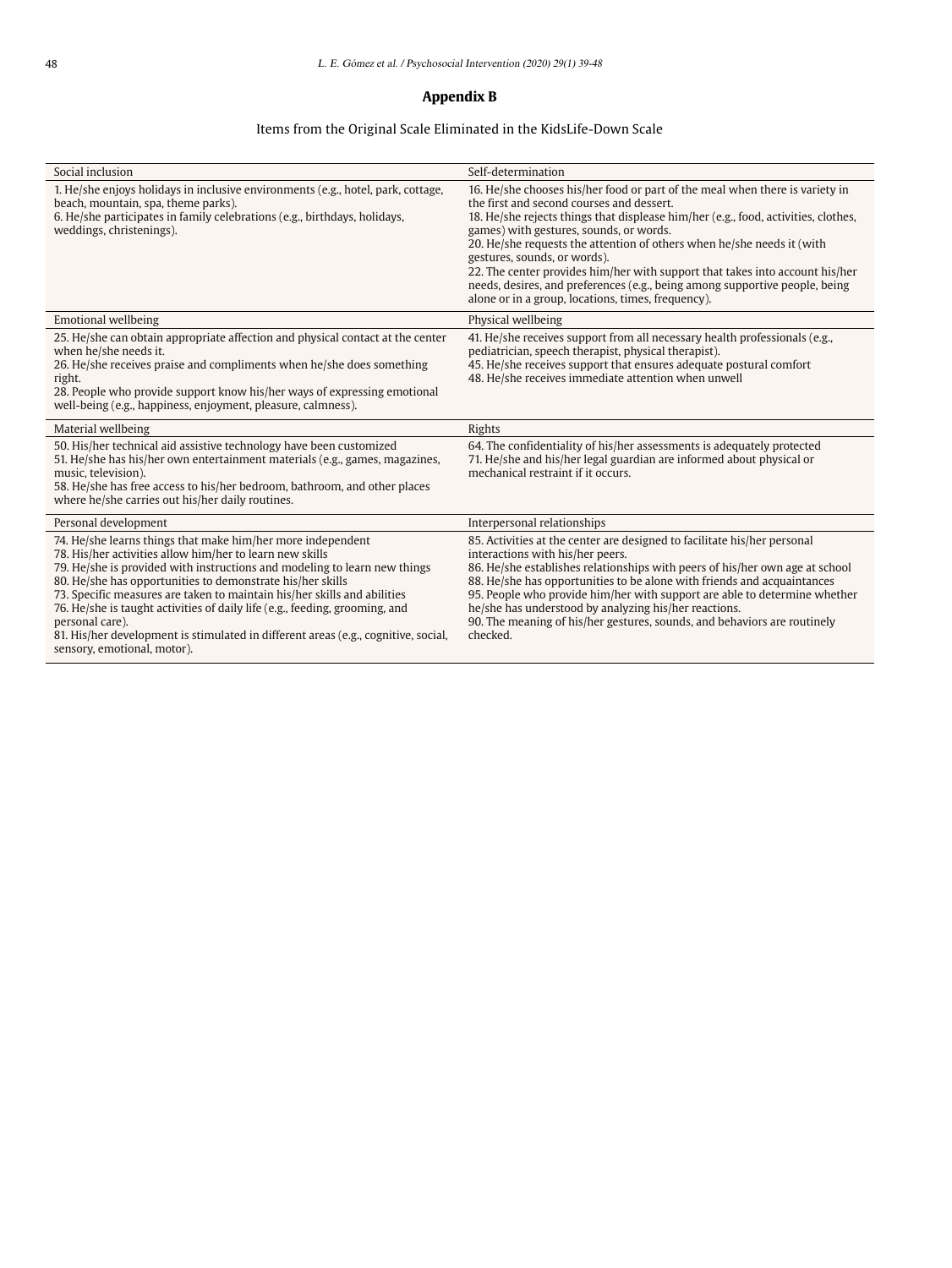## Appendix B

### Items from the Original Scale Eliminated in the KidsLife-Down Scale

| Social inclusion | Self-determination |
|---|---|
| 1. He/she enjoys holidays in inclusive environments (e.g., hotel, park, cottage, beach, mountain, spa, theme parks).<br>6. He/she participates in family celebrations (e.g., birthdays, holidays, weddings, christenings). | 16. He/she chooses his/her food or part of the meal when there is variety in the first and second courses and dessert.<br>18. He/she rejects things that displease him/her (e.g., food, activities, clothes, games) with gestures, sounds, or words.<br>20. He/she requests the attention of others when he/she needs it (with gestures, sounds, or words).<br>22. The center provides him/her with support that takes into account his/her needs, desires, and preferences (e.g., being among supportive people, being alone or in a group, locations, times, frequency). |
| **Emotional wellbeing** | **Physical wellbeing** |
| 25. He/she can obtain appropriate affection and physical contact at the center when he/she needs it.<br>26. He/she receives praise and compliments when he/she does something right.<br>28. People who provide support know his/her ways of expressing emotional well-being (e.g., happiness, enjoyment, pleasure, calmness). | 41. He/she receives support from all necessary health professionals (e.g., pediatrician, speech therapist, physical therapist).<br>45. He/she receives support that ensures adequate postural comfort<br>48. He/she receives immediate attention when unwell |
| **Material wellbeing** | **Rights** |
| 50. His/her technical aid assistive technology have been customized<br>51. He/she has his/her own entertainment materials (e.g., games, magazines, music, television).<br>58. He/she has free access to his/her bedroom, bathroom, and other places where he/she carries out his/her daily routines. | 64. The confidentiality of his/her assessments is adequately protected<br>71. He/she and his/her legal guardian are informed about physical or mechanical restraint if it occurs. |
| **Personal development** | **Interpersonal relationships** |
| 74. He/she learns things that make him/her more independent<br>78. His/her activities allow him/her to learn new skills<br>79. He/she is provided with instructions and modeling to learn new things<br>80. He/she has opportunities to demonstrate his/her skills<br>73. Specific measures are taken to maintain his/her skills and abilities<br>76. He/she is taught activities of daily life (e.g., feeding, grooming, and personal care).<br>81. His/her development is stimulated in different areas (e.g., cognitive, social, sensory, emotional, motor). | 85. Activities at the center are designed to facilitate his/her personal interactions with his/her peers.<br>86. He/she establishes relationships with peers of his/her own age at school<br>88. He/she has opportunities to be alone with friends and acquaintances<br>95. People who provide him/her with support are able to determine whether he/she has understood by analyzing his/her reactions.<br>90. The meaning of his/her gestures, sounds, and behaviors are routinely checked. |